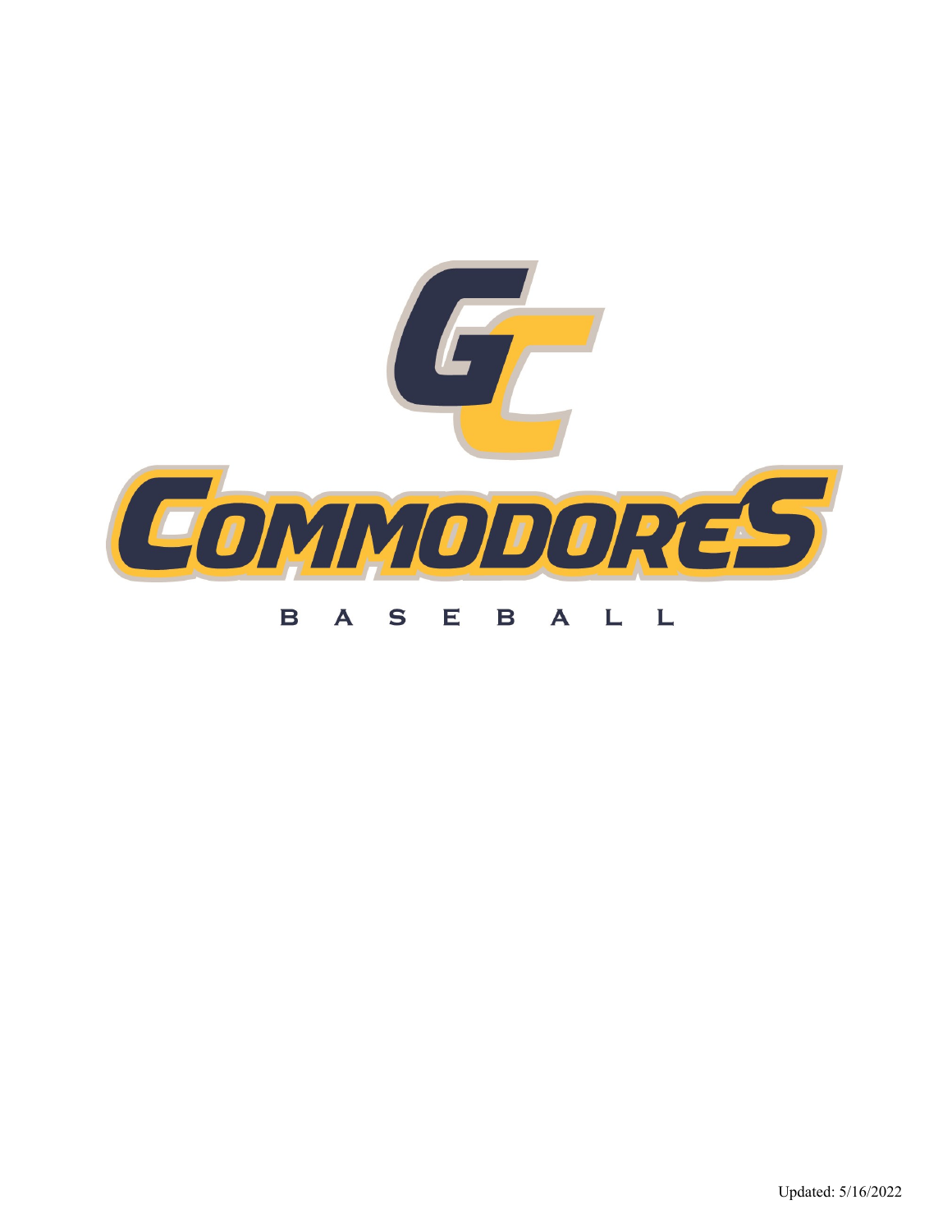# GC

# COMMODORES

B A S E B A L L

Updated: 5/16/2022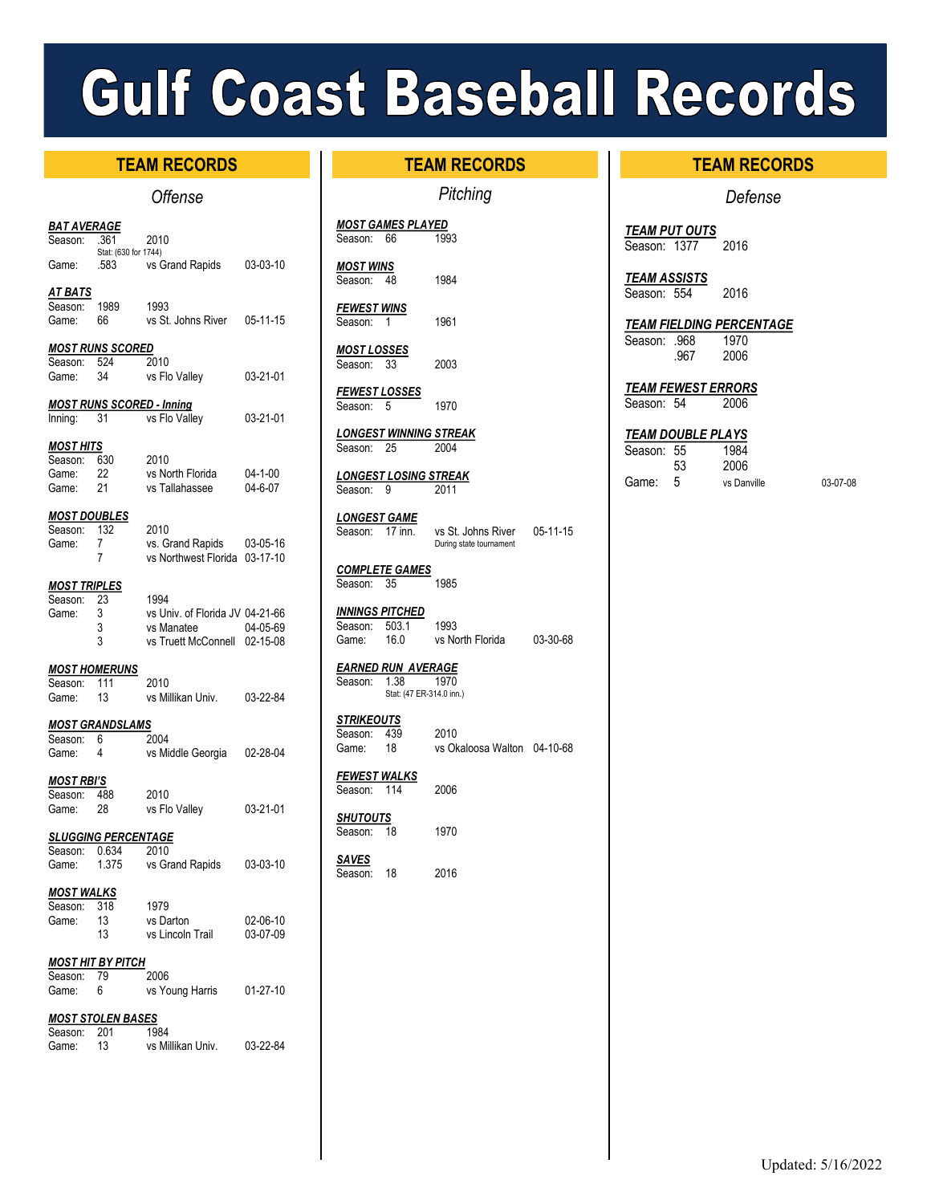# Gulf Coast Baseball Records

## TEAM RECORDS

### Offense

**BAT AVERAGE**

| | | | |
|---|---|---|---|
| Season: | .361 | 2010 | |
| | Stat: (630 for 1744) | | |
| Game: | .583 | vs Grand Rapids | 03-03-10 |

**AT BATS**

| | | | |
|---|---|---|---|
| Season: | 1989 | 1993 | |
| Game: | 66 | vs St. Johns River | 05-11-15 |

**MOST RUNS SCORED**

| | | | |
|---|---|---|---|
| Season: | 524 | 2010 | |
| Game: | 34 | vs Flo Valley | 03-21-01 |

**MOST RUNS SCORED - Inning**

| | | | |
|---|---|---|---|
| Inning: | 31 | vs Flo Valley | 03-21-01 |

**MOST HITS**

| | | | |
|---|---|---|---|
| Season: | 630 | 2010 | |
| Game: | 22 | vs North Florida | 04-1-00 |
| Game: | 21 | vs Tallahassee | 04-6-07 |

**MOST DOUBLES**

| | | | |
|---|---|---|---|
| Season: | 132 | 2010 | |
| Game: | 7 | vs. Grand Rapids | 03-05-16 |
| | 7 | vs Northwest Florida | 03-17-10 |

**MOST TRIPLES**

| | | | |
|---|---|---|---|
| Season: | 23 | 1994 | |
| Game: | 3 | vs Univ. of Florida JV | 04-21-66 |
| | 3 | vs Manatee | 04-05-69 |
| | 3 | vs Truett McConnell | 02-15-08 |

**MOST HOMERUNS**

| | | | |
|---|---|---|---|
| Season: | 111 | 2010 | |
| Game: | 13 | vs Millikan Univ. | 03-22-84 |

**MOST GRANDSLAMS**

| | | | |
|---|---|---|---|
| Season: | 6 | 2004 | |
| Game: | 4 | vs Middle Georgia | 02-28-04 |

**MOST RBI'S**

| | | | |
|---|---|---|---|
| Season: | 488 | 2010 | |
| Game: | 28 | vs Flo Valley | 03-21-01 |

**SLUGGING PERCENTAGE**

| | | | |
|---|---|---|---|
| Season: | 0.634 | 2010 | |
| Game: | 1.375 | vs Grand Rapids | 03-03-10 |

**MOST WALKS**

| | | | |
|---|---|---|---|
| Season: | 318 | 1979 | |
| Game: | 13 | vs Darton | 02-06-10 |
| | 13 | vs Lincoln Trail | 03-07-09 |

**MOST HIT BY PITCH**

| | | | |
|---|---|---|---|
| Season: | 79 | 2006 | |
| Game: | 6 | vs Young Harris | 01-27-10 |

**MOST STOLEN BASES**

| | | | |
|---|---|---|---|
| Season: | 201 | 1984 | |
| Game: | 13 | vs Millikan Univ. | 03-22-84 |

## TEAM RECORDS

### Pitching

**MOST GAMES PLAYED**

| | | |
|---|---|---|
| Season: | 66 | 1993 |

**MOST WINS**

| | | |
|---|---|---|
| Season: | 48 | 1984 |

**FEWEST WINS**

| | | |
|---|---|---|
| Season: | 1 | 1961 |

**MOST LOSSES**

| | | |
|---|---|---|
| Season: | 33 | 2003 |

**FEWEST LOSSES**

| | | |
|---|---|---|
| Season: | 5 | 1970 |

**LONGEST WINNING STREAK**

| | | |
|---|---|---|
| Season: | 25 | 2004 |

**LONGEST LOSING STREAK**

| | | |
|---|---|---|
| Season: | 9 | 2011 |

**LONGEST GAME**

| | | | |
|---|---|---|---|
| Season: | 17 inn. | vs St. Johns River<br>During state tournament | 05-11-15 |

**COMPLETE GAMES**

| | | |
|---|---|---|
| Season: | 35 | 1985 |

**INNINGS PITCHED**

| | | | |
|---|---|---|---|
| Season: | 503.1 | 1993 | |
| Game: | 16.0 | vs North Florida | 03-30-68 |

**EARNED RUN AVERAGE**

| | | |
|---|---|---|
| Season: | 1.38 | 1970 |
| | Stat: (47 ER-314.0 inn.) | |

**STRIKEOUTS**

| | | | |
|---|---|---|---|
| Season: | 439 | 2010 | |
| Game: | 18 | vs Okaloosa Walton | 04-10-68 |

**FEWEST WALKS**

| | | |
|---|---|---|
| Season: | 114 | 2006 |

**SHUTOUTS**

| | | |
|---|---|---|
| Season: | 18 | 1970 |

**SAVES**

| | | |
|---|---|---|
| Season: | 18 | 2016 |

## TEAM RECORDS

### Defense

**TEAM PUT OUTS**

| | | |
|---|---|---|
| Season: | 1377 | 2016 |

**TEAM ASSISTS**

| | | |
|---|---|---|
| Season: | 554 | 2016 |

**TEAM FIELDING PERCENTAGE**

| | | |
|---|---|---|
| Season: | .968 | 1970 |
| | .967 | 2006 |

**TEAM FEWEST ERRORS**

| | | |
|---|---|---|
| Season: | 54 | 2006 |

**TEAM DOUBLE PLAYS**

| | | | |
|---|---|---|---|
| Season: | 55 | 1984 | |
| | 53 | 2006 | |
| Game: | 5 | vs Danville | 03-07-08 |

Updated: 5/16/2022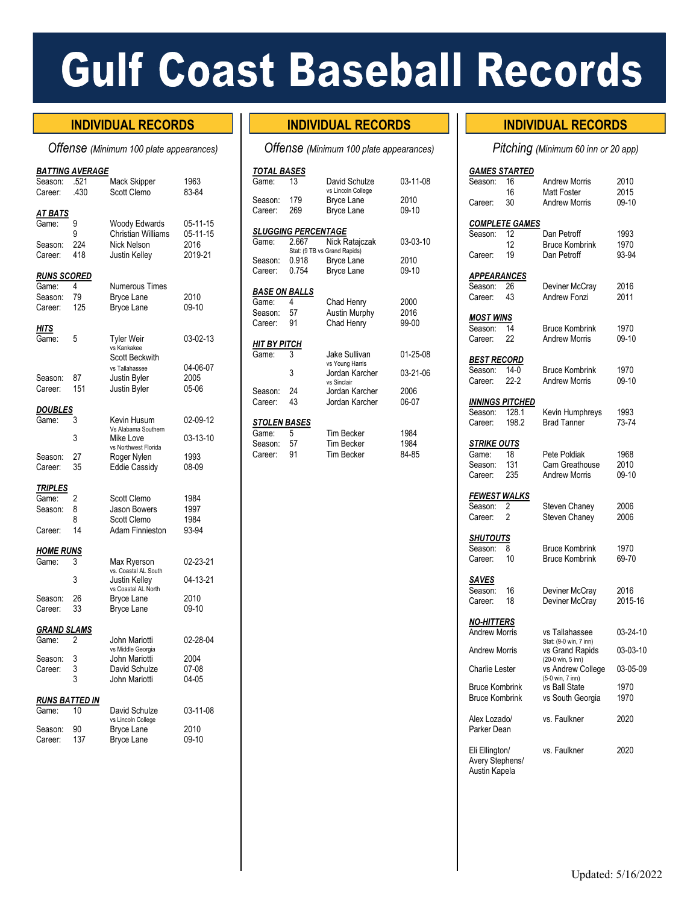# Gulf Coast Baseball Records

## INDIVIDUAL RECORDS

### *Offense* (Minimum 100 plate appearances)

**BATTING AVERAGE**

| | | | |
|---|---|---|---|
| Season: | .521 | Mack Skipper | 1963 |
| Career: | .430 | Scott Clemo | 83-84 |

**AT BATS**

| | | | |
|---|---|---|---|
| Game: | 9 | Woody Edwards | 05-11-15 |
| | 9 | Christian Williams | 05-11-15 |
| Season: | 224 | Nick Nelson | 2016 |
| Career: | 418 | Justin Kelley | 2019-21 |

**RUNS SCORED**

| | | | |
|---|---|---|---|
| Game: | 4 | Numerous Times | |
| Season: | 79 | Bryce Lane | 2010 |
| Career: | 125 | Bryce Lane | 09-10 |

**HITS**

| | | | |
|---|---|---|---|
| Game: | 5 | Tyler Weir (vs Kankakee) | 03-02-13 |
| | | Scott Beckwith (vs Tallahassee) | 04-06-07 |
| Season: | 87 | Justin Byler | 2005 |
| Career: | 151 | Justin Byler | 05-06 |

**DOUBLES**

| | | | |
|---|---|---|---|
| Game: | 3 | Kevin Husum (Vs Alabama Southern) | 02-09-12 |
| | 3 | Mike Love (vs Northwest Florida) | 03-13-10 |
| Season: | 27 | Roger Nylen | 1993 |
| Career: | 35 | Eddie Cassidy | 08-09 |

**TRIPLES**

| | | | |
|---|---|---|---|
| Game: | 2 | Scott Clemo | 1984 |
| Season: | 8 | Jason Bowers | 1997 |
| | 8 | Scott Clemo | 1984 |
| Career: | 14 | Adam Finnieston | 93-94 |

**HOME RUNS**

| | | | |
|---|---|---|---|
| Game: | 3 | Max Ryerson (vs. Coastal AL South) | 02-23-21 |
| | 3 | Justin Kelley (vs Coastal AL North) | 04-13-21 |
| Season: | 26 | Bryce Lane | 2010 |
| Career: | 33 | Bryce Lane | 09-10 |

**GRAND SLAMS**

| | | | |
|---|---|---|---|
| Game: | 2 | John Mariotti (vs Middle Georgia) | 02-28-04 |
| Season: | 3 | John Mariotti | 2004 |
| Career: | 3 | David Schulze | 07-08 |
| | 3 | John Mariotti | 04-05 |

**RUNS BATTED IN**

| | | | |
|---|---|---|---|
| Game: | 10 | David Schulze (vs Lincoln College) | 03-11-08 |
| Season: | 90 | Bryce Lane | 2010 |
| Career: | 137 | Bryce Lane | 09-10 |

## INDIVIDUAL RECORDS

### *Offense* (Minimum 100 plate appearances)

**TOTAL BASES**

| | | | |
|---|---|---|---|
| Game: | 13 | David Schulze (vs Lincoln College) | 03-11-08 |
| Season: | 179 | Bryce Lane | 2010 |
| Career: | 269 | Bryce Lane | 09-10 |

**SLUGGING PERCENTAGE**

| | | | |
|---|---|---|---|
| Game: | 2.667 (Stat: (9 TB vs Grand Rapids)) | Nick Ratajczak | 03-03-10 |
| Season: | 0.918 | Bryce Lane | 2010 |
| Career: | 0.754 | Bryce Lane | 09-10 |

**BASE ON BALLS**

| | | | |
|---|---|---|---|
| Game: | 4 | Chad Henry | 2000 |
| Season: | 57 | Austin Murphy | 2016 |
| Career: | 91 | Chad Henry | 99-00 |

**HIT BY PITCH**

| | | | |
|---|---|---|---|
| Game: | 3 | Jake Sullivan (vs Young Harris) | 01-25-08 |
| | 3 | Jordan Karcher (vs Sinclair) | 03-21-06 |
| Season: | 24 | Jordan Karcher | 2006 |
| Career: | 43 | Jordan Karcher | 06-07 |

**STOLEN BASES**

| | | | |
|---|---|---|---|
| Game: | 5 | Tim Becker | 1984 |
| Season: | 57 | Tim Becker | 1984 |
| Career: | 91 | Tim Becker | 84-85 |

## INDIVIDUAL RECORDS

### *Pitching* (Minimum 60 inn or 20 app)

**GAMES STARTED**

| | | | |
|---|---|---|---|
| Season: | 16 | Andrew Morris | 2010 |
| | 16 | Matt Foster | 2015 |
| Career: | 30 | Andrew Morris | 09-10 |

**COMPLETE GAMES**

| | | | |
|---|---|---|---|
| Season: | 12 | Dan Petroff | 1993 |
| | 12 | Bruce Kombrink | 1970 |
| Career: | 19 | Dan Petroff | 93-94 |

**APPEARANCES**

| | | | |
|---|---|---|---|
| Season: | 26 | Deviner McCray | 2016 |
| Career: | 43 | Andrew Fonzi | 2011 |

**MOST WINS**

| | | | |
|---|---|---|---|
| Season: | 14 | Bruce Kombrink | 1970 |
| Career: | 22 | Andrew Morris | 09-10 |

**BEST RECORD**

| | | | |
|---|---|---|---|
| Season: | 14-0 | Bruce Kombrink | 1970 |
| Career: | 22-2 | Andrew Morris | 09-10 |

**INNINGS PITCHED**

| | | | |
|---|---|---|---|
| Season: | 128.1 | Kevin Humphreys | 1993 |
| Career: | 198.2 | Brad Tanner | 73-74 |

**STRIKE OUTS**

| | | | |
|---|---|---|---|
| Game: | 18 | Pete Poldiak | 1968 |
| Season: | 131 | Cam Greathouse | 2010 |
| Career: | 235 | Andrew Morris | 09-10 |

**FEWEST WALKS**

| | | | |
|---|---|---|---|
| Season: | 2 | Steven Chaney | 2006 |
| Career: | 2 | Steven Chaney | 2006 |

**SHUTOUTS**

| | | | |
|---|---|---|---|
| Season: | 8 | Bruce Kombrink | 1970 |
| Career: | 10 | Bruce Kombrink | 69-70 |

**SAVES**

| | | | |
|---|---|---|---|
| Season: | 16 | Deviner McCray | 2016 |
| Career: | 18 | Deviner McCray | 2015-16 |

**NO-HITTERS**

| | | |
|---|---|---|
| Andrew Morris | vs Tallahassee (Stat: (9-0 win, 7 inn)) | 03-24-10 |
| Andrew Morris | vs Grand Rapids (20-0 win, 5 inn) | 03-03-10 |
| Charlie Lester | vs Andrew College (5-0 win, 7 inn) | 03-05-09 |
| Bruce Kombrink | vs Ball State | 1970 |
| Bruce Kombrink | vs South Georgia | 1970 |
| Alex Lozado/ Parker Dean | vs. Faulkner | 2020 |
| Eli Ellington/ Avery Stephens/ Austin Kapela | vs. Faulkner | 2020 |

Updated: 5/16/2022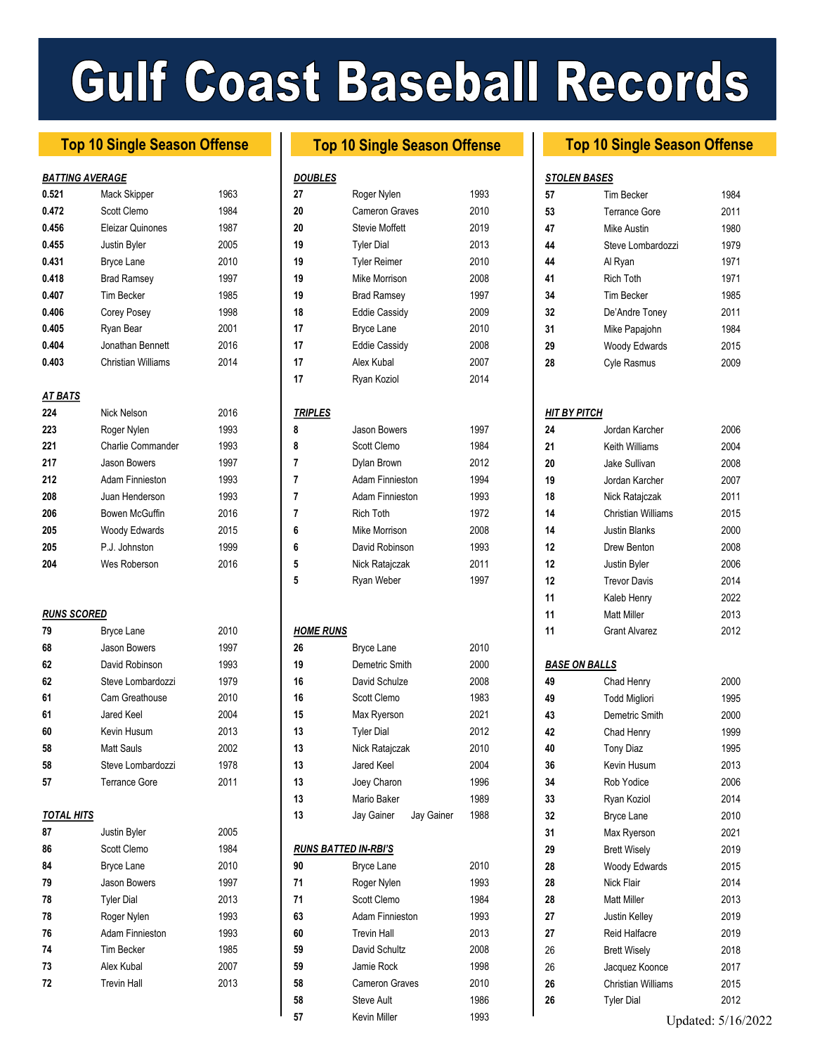# Gulf Coast Baseball Records

## Top 10 Single Season Offense

### BATTING AVERAGE

| | | |
|---|---|---|
| 0.521 | Mack Skipper | 1963 |
| 0.472 | Scott Clemo | 1984 |
| 0.456 | Eleizar Quinones | 1987 |
| 0.455 | Justin Byler | 2005 |
| 0.431 | Bryce Lane | 2010 |
| 0.418 | Brad Ramsey | 1997 |
| 0.407 | Tim Becker | 1985 |
| 0.406 | Corey Posey | 1998 |
| 0.405 | Ryan Bear | 2001 |
| 0.404 | Jonathan Bennett | 2016 |
| 0.403 | Christian Williams | 2014 |

### AT BATS

| | | |
|---|---|---|
| 224 | Nick Nelson | 2016 |
| 223 | Roger Nylen | 1993 |
| 221 | Charlie Commander | 1993 |
| 217 | Jason Bowers | 1997 |
| 212 | Adam Finnieston | 1993 |
| 208 | Juan Henderson | 1993 |
| 206 | Bowen McGuffin | 2016 |
| 205 | Woody Edwards | 2015 |
| 205 | P.J. Johnston | 1999 |
| 204 | Wes Roberson | 2016 |

### RUNS SCORED

| | | |
|---|---|---|
| 79 | Bryce Lane | 2010 |
| 68 | Jason Bowers | 1997 |
| 62 | David Robinson | 1993 |
| 62 | Steve Lombardozzi | 1979 |
| 61 | Cam Greathouse | 2010 |
| 61 | Jared Keel | 2004 |
| 60 | Kevin Husum | 2013 |
| 58 | Matt Sauls | 2002 |
| 58 | Steve Lombardozzi | 1978 |
| 57 | Terrance Gore | 2011 |

### TOTAL HITS

| | | |
|---|---|---|
| 87 | Justin Byler | 2005 |
| 86 | Scott Clemo | 1984 |
| 84 | Bryce Lane | 2010 |
| 79 | Jason Bowers | 1997 |
| 78 | Tyler Dial | 2013 |
| 78 | Roger Nylen | 1993 |
| 76 | Adam Finnieston | 1993 |
| 74 | Tim Becker | 1985 |
| 73 | Alex Kubal | 2007 |
| 72 | Trevin Hall | 2013 |

## Top 10 Single Season Offense

### DOUBLES

| | | |
|---|---|---|
| 27 | Roger Nylen | 1993 |
| 20 | Cameron Graves | 2010 |
| 20 | Stevie Moffett | 2019 |
| 19 | Tyler Dial | 2013 |
| 19 | Tyler Reimer | 2010 |
| 19 | Mike Morrison | 2008 |
| 19 | Brad Ramsey | 1997 |
| 18 | Eddie Cassidy | 2009 |
| 17 | Bryce Lane | 2010 |
| 17 | Eddie Cassidy | 2008 |
| 17 | Alex Kubal | 2007 |
| 17 | Ryan Koziol | 2014 |

### TRIPLES

| | | |
|---|---|---|
| 8 | Jason Bowers | 1997 |
| 8 | Scott Clemo | 1984 |
| 7 | Dylan Brown | 2012 |
| 7 | Adam Finnieston | 1994 |
| 7 | Adam Finnieston | 1993 |
| 7 | Rich Toth | 1972 |
| 6 | Mike Morrison | 2008 |
| 6 | David Robinson | 1993 |
| 5 | Nick Ratajczak | 2011 |
| 5 | Ryan Weber | 1997 |

### HOME RUNS

| | | |
|---|---|---|
| 26 | Bryce Lane | 2010 |
| 19 | Demetric Smith | 2000 |
| 16 | David Schulze | 2008 |
| 16 | Scott Clemo | 1983 |
| 15 | Max Ryerson | 2021 |
| 13 | Tyler Dial | 2012 |
| 13 | Nick Ratajczak | 2010 |
| 13 | Jared Keel | 2004 |
| 13 | Joey Charon | 1996 |
| 13 | Mario Baker | 1989 |
| 13 | Jay Gainer Jay Gainer | 1988 |

### RUNS BATTED IN-RBI'S

| | | |
|---|---|---|
| 90 | Bryce Lane | 2010 |
| 71 | Roger Nylen | 1993 |
| 71 | Scott Clemo | 1984 |
| 63 | Adam Finnieston | 1993 |
| 60 | Trevin Hall | 2013 |
| 59 | David Schultz | 2008 |
| 59 | Jamie Rock | 1998 |
| 58 | Cameron Graves | 2010 |
| 58 | Steve Ault | 1986 |
| 57 | Kevin Miller | 1993 |

## Top 10 Single Season Offense

### STOLEN BASES

| | | |
|---|---|---|
| 57 | Tim Becker | 1984 |
| 53 | Terrance Gore | 2011 |
| 47 | Mike Austin | 1980 |
| 44 | Steve Lombardozzi | 1979 |
| 44 | Al Ryan | 1971 |
| 41 | Rich Toth | 1971 |
| 34 | Tim Becker | 1985 |
| 32 | De'Andre Toney | 2011 |
| 31 | Mike Papajohn | 1984 |
| 29 | Woody Edwards | 2015 |
| 28 | Cyle Rasmus | 2009 |

### HIT BY PITCH

| | | |
|---|---|---|
| 24 | Jordan Karcher | 2006 |
| 21 | Keith Williams | 2004 |
| 20 | Jake Sullivan | 2008 |
| 19 | Jordan Karcher | 2007 |
| 18 | Nick Ratajczak | 2011 |
| 14 | Christian Williams | 2015 |
| 14 | Justin Blanks | 2000 |
| 12 | Drew Benton | 2008 |
| 12 | Justin Byler | 2006 |
| 12 | Trevor Davis | 2014 |
| 11 | Kaleb Henry | 2022 |
| 11 | Matt Miller | 2013 |
| 11 | Grant Alvarez | 2012 |

### BASE ON BALLS

| | | |
|---|---|---|
| 49 | Chad Henry | 2000 |
| 49 | Todd Migliori | 1995 |
| 43 | Demetric Smith | 2000 |
| 42 | Chad Henry | 1999 |
| 40 | Tony Diaz | 1995 |
| 36 | Kevin Husum | 2013 |
| 34 | Rob Yodice | 2006 |
| 33 | Ryan Koziol | 2014 |
| 32 | Bryce Lane | 2010 |
| 31 | Max Ryerson | 2021 |
| 29 | Brett Wisely | 2019 |
| 28 | Woody Edwards | 2015 |
| 28 | Nick Flair | 2014 |
| 28 | Matt Miller | 2013 |
| 27 | Justin Kelley | 2019 |
| 27 | Reid Halfacre | 2019 |
| 26 | Brett Wisely | 2018 |
| 26 | Jacquez Koonce | 2017 |
| 26 | Christian Williams | 2015 |
| 26 | Tyler Dial | 2012 |

Updated: 5/16/2022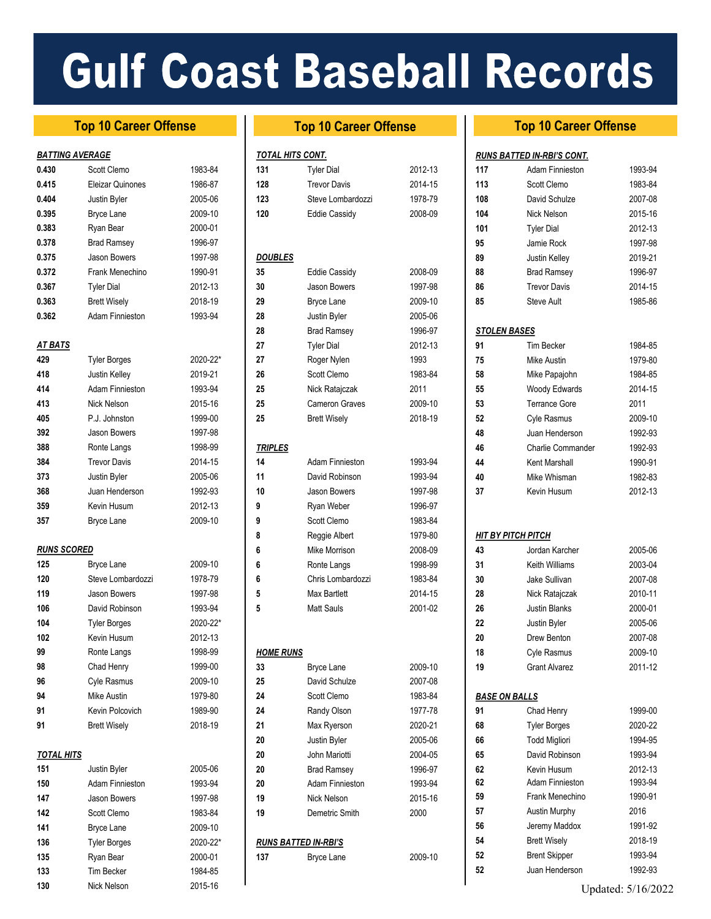# Gulf Coast Baseball Records

## Top 10 Career Offense

### BATTING AVERAGE

| | | |
|---|---|---|
| 0.430 | Scott Clemo | 1983-84 |
| 0.415 | Eleizar Quinones | 1986-87 |
| 0.404 | Justin Byler | 2005-06 |
| 0.395 | Bryce Lane | 2009-10 |
| 0.383 | Ryan Bear | 2000-01 |
| 0.378 | Brad Ramsey | 1996-97 |
| 0.375 | Jason Bowers | 1997-98 |
| 0.372 | Frank Menechino | 1990-91 |
| 0.367 | Tyler Dial | 2012-13 |
| 0.363 | Brett Wisely | 2018-19 |
| 0.362 | Adam Finnieston | 1993-94 |

### AT BATS

| | | |
|---|---|---|
| 429 | Tyler Borges | 2020-22* |
| 418 | Justin Kelley | 2019-21 |
| 414 | Adam Finnieston | 1993-94 |
| 413 | Nick Nelson | 2015-16 |
| 405 | P.J. Johnston | 1999-00 |
| 392 | Jason Bowers | 1997-98 |
| 388 | Ronte Langs | 1998-99 |
| 384 | Trevor Davis | 2014-15 |
| 373 | Justin Byler | 2005-06 |
| 368 | Juan Henderson | 1992-93 |
| 359 | Kevin Husum | 2012-13 |
| 357 | Bryce Lane | 2009-10 |

### RUNS SCORED

| | | |
|---|---|---|
| 125 | Bryce Lane | 2009-10 |
| 120 | Steve Lombardozzi | 1978-79 |
| 119 | Jason Bowers | 1997-98 |
| 106 | David Robinson | 1993-94 |
| 104 | Tyler Borges | 2020-22* |
| 102 | Kevin Husum | 2012-13 |
| 99 | Ronte Langs | 1998-99 |
| 98 | Chad Henry | 1999-00 |
| 96 | Cyle Rasmus | 2009-10 |
| 94 | Mike Austin | 1979-80 |
| 91 | Kevin Polcovich | 1989-90 |
| 91 | Brett Wisely | 2018-19 |

### TOTAL HITS

| | | |
|---|---|---|
| 151 | Justin Byler | 2005-06 |
| 150 | Adam Finnieston | 1993-94 |
| 147 | Jason Bowers | 1997-98 |
| 142 | Scott Clemo | 1983-84 |
| 141 | Bryce Lane | 2009-10 |
| 136 | Tyler Borges | 2020-22* |
| 135 | Ryan Bear | 2000-01 |
| 133 | Tim Becker | 1984-85 |
| 130 | Nick Nelson | 2015-16 |

## Top 10 Career Offense

### TOTAL HITS CONT.

| | | |
|---|---|---|
| 131 | Tyler Dial | 2012-13 |
| 128 | Trevor Davis | 2014-15 |
| 123 | Steve Lombardozzi | 1978-79 |
| 120 | Eddie Cassidy | 2008-09 |

### DOUBLES

| | | |
|---|---|---|
| 35 | Eddie Cassidy | 2008-09 |
| 30 | Jason Bowers | 1997-98 |
| 29 | Bryce Lane | 2009-10 |
| 28 | Justin Byler | 2005-06 |
| 28 | Brad Ramsey | 1996-97 |
| 27 | Tyler Dial | 2012-13 |
| 27 | Roger Nylen | 1993 |
| 26 | Scott Clemo | 1983-84 |
| 25 | Nick Ratajczak | 2011 |
| 25 | Cameron Graves | 2009-10 |
| 25 | Brett Wisely | 2018-19 |

### TRIPLES

| | | |
|---|---|---|
| 14 | Adam Finnieston | 1993-94 |
| 11 | David Robinson | 1993-94 |
| 10 | Jason Bowers | 1997-98 |
| 9 | Ryan Weber | 1996-97 |
| 9 | Scott Clemo | 1983-84 |
| 8 | Reggie Albert | 1979-80 |
| 6 | Mike Morrison | 2008-09 |
| 6 | Ronte Langs | 1998-99 |
| 6 | Chris Lombardozzi | 1983-84 |
| 5 | Max Bartlett | 2014-15 |
| 5 | Matt Sauls | 2001-02 |

### HOME RUNS

| | | |
|---|---|---|
| 33 | Bryce Lane | 2009-10 |
| 25 | David Schulze | 2007-08 |
| 24 | Scott Clemo | 1983-84 |
| 24 | Randy Olson | 1977-78 |
| 21 | Max Ryerson | 2020-21 |
| 20 | Justin Byler | 2005-06 |
| 20 | John Mariotti | 2004-05 |
| 20 | Brad Ramsey | 1996-97 |
| 20 | Adam Finnieston | 1993-94 |
| 19 | Nick Nelson | 2015-16 |
| 19 | Demetric Smith | 2000 |

### RUNS BATTED IN-RBI'S

| | | |
|---|---|---|
| 137 | Bryce Lane | 2009-10 |

## Top 10 Career Offense

### RUNS BATTED IN-RBI'S CONT.

| | | |
|---|---|---|
| 117 | Adam Finnieston | 1993-94 |
| 113 | Scott Clemo | 1983-84 |
| 108 | David Schulze | 2007-08 |
| 104 | Nick Nelson | 2015-16 |
| 101 | Tyler Dial | 2012-13 |
| 95 | Jamie Rock | 1997-98 |
| 89 | Justin Kelley | 2019-21 |
| 88 | Brad Ramsey | 1996-97 |
| 86 | Trevor Davis | 2014-15 |
| 85 | Steve Ault | 1985-86 |

### STOLEN BASES

| | | |
|---|---|---|
| 91 | Tim Becker | 1984-85 |
| 75 | Mike Austin | 1979-80 |
| 58 | Mike Papajohn | 1984-85 |
| 55 | Woody Edwards | 2014-15 |
| 53 | Terrance Gore | 2011 |
| 52 | Cyle Rasmus | 2009-10 |
| 48 | Juan Henderson | 1992-93 |
| 46 | Charlie Commander | 1992-93 |
| 44 | Kent Marshall | 1990-91 |
| 40 | Mike Whisman | 1982-83 |
| 37 | Kevin Husum | 2012-13 |

### HIT BY PITCH PITCH

| | | |
|---|---|---|
| 43 | Jordan Karcher | 2005-06 |
| 31 | Keith Williams | 2003-04 |
| 30 | Jake Sullivan | 2007-08 |
| 28 | Nick Ratajczak | 2010-11 |
| 26 | Justin Blanks | 2000-01 |
| 22 | Justin Byler | 2005-06 |
| 20 | Drew Benton | 2007-08 |
| 18 | Cyle Rasmus | 2009-10 |
| 19 | Grant Alvarez | 2011-12 |

### BASE ON BALLS

| | | |
|---|---|---|
| 91 | Chad Henry | 1999-00 |
| 68 | Tyler Borges | 2020-22 |
| 66 | Todd Migliori | 1994-95 |
| 65 | David Robinson | 1993-94 |
| 62 | Kevin Husum | 2012-13 |
| 62 | Adam Finnieston | 1993-94 |
| 59 | Frank Menechino | 1990-91 |
| 57 | Austin Murphy | 2016 |
| 56 | Jeremy Maddox | 1991-92 |
| 54 | Brett Wisely | 2018-19 |
| 52 | Brent Skipper | 1993-94 |
| 52 | Juan Henderson | 1992-93 |

Updated: 5/16/2022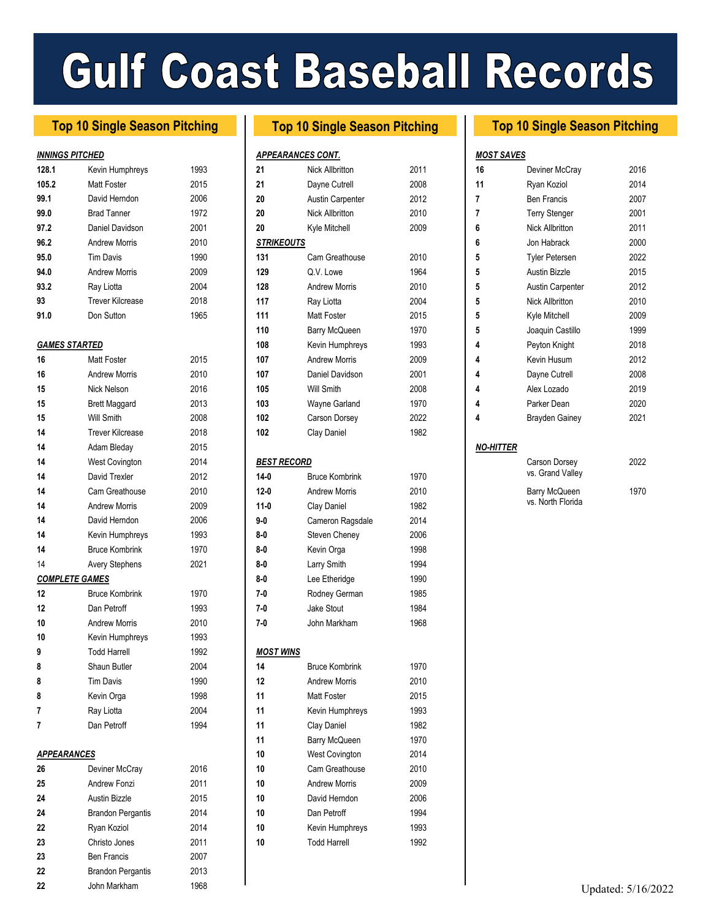# Gulf Coast Baseball Records

## Top 10 Single Season Pitching

### INNINGS PITCHED

| | | |
|---|---|---|
| 128.1 | Kevin Humphreys | 1993 |
| 105.2 | Matt Foster | 2015 |
| 99.1 | David Herndon | 2006 |
| 99.0 | Brad Tanner | 1972 |
| 97.2 | Daniel Davidson | 2001 |
| 96.2 | Andrew Morris | 2010 |
| 95.0 | Tim Davis | 1990 |
| 94.0 | Andrew Morris | 2009 |
| 93.2 | Ray Liotta | 2004 |
| 93 | Trever Kilcrease | 2018 |
| 91.0 | Don Sutton | 1965 |

### GAMES STARTED

| | | |
|---|---|---|
| 16 | Matt Foster | 2015 |
| 16 | Andrew Morris | 2010 |
| 15 | Nick Nelson | 2016 |
| 15 | Brett Maggard | 2013 |
| 15 | Will Smith | 2008 |
| 14 | Trever Kilcrease | 2018 |
| 14 | Adam Bleday | 2015 |
| 14 | West Covington | 2014 |
| 14 | David Trexler | 2012 |
| 14 | Cam Greathouse | 2010 |
| 14 | Andrew Morris | 2009 |
| 14 | David Herndon | 2006 |
| 14 | Kevin Humphreys | 1993 |
| 14 | Bruce Kombrink | 1970 |
| 14 | Avery Stephens | 2021 |

### COMPLETE GAMES

| | | |
|---|---|---|
| 12 | Bruce Kombrink | 1970 |
| 12 | Dan Petroff | 1993 |
| 10 | Andrew Morris | 2010 |
| 10 | Kevin Humphreys | 1993 |
| 9 | Todd Harrell | 1992 |
| 8 | Shaun Butler | 2004 |
| 8 | Tim Davis | 1990 |
| 8 | Kevin Orga | 1998 |
| 7 | Ray Liotta | 2004 |
| 7 | Dan Petroff | 1994 |

### APPEARANCES

| | | |
|---|---|---|
| 26 | Deviner McCray | 2016 |
| 25 | Andrew Fonzi | 2011 |
| 24 | Austin Bizzle | 2015 |
| 24 | Brandon Pergantis | 2014 |
| 22 | Ryan Koziol | 2014 |
| 23 | Christo Jones | 2011 |
| 23 | Ben Francis | 2007 |
| 22 | Brandon Pergantis | 2013 |
| 22 | John Markham | 1968 |

## Top 10 Single Season Pitching

### APPEARANCES CONT.

| | | |
|---|---|---|
| 21 | Nick Allbritton | 2011 |
| 21 | Dayne Cutrell | 2008 |
| 20 | Austin Carpenter | 2012 |
| 20 | Nick Allbritton | 2010 |
| 20 | Kyle Mitchell | 2009 |

### STRIKEOUTS

| | | |
|---|---|---|
| 131 | Cam Greathouse | 2010 |
| 129 | Q.V. Lowe | 1964 |
| 128 | Andrew Morris | 2010 |
| 117 | Ray Liotta | 2004 |
| 111 | Matt Foster | 2015 |
| 110 | Barry McQueen | 1970 |
| 108 | Kevin Humphreys | 1993 |
| 107 | Andrew Morris | 2009 |
| 107 | Daniel Davidson | 2001 |
| 105 | Will Smith | 2008 |
| 103 | Wayne Garland | 1970 |
| 102 | Carson Dorsey | 2022 |
| 102 | Clay Daniel | 1982 |

### BEST RECORD

| | | |
|---|---|---|
| 14-0 | Bruce Kombrink | 1970 |
| 12-0 | Andrew Morris | 2010 |
| 11-0 | Clay Daniel | 1982 |
| 9-0 | Cameron Ragsdale | 2014 |
| 8-0 | Steven Cheney | 2006 |
| 8-0 | Kevin Orga | 1998 |
| 8-0 | Larry Smith | 1994 |
| 8-0 | Lee Etheridge | 1990 |
| 7-0 | Rodney German | 1985 |
| 7-0 | Jake Stout | 1984 |
| 7-0 | John Markham | 1968 |

### MOST WINS

| | | |
|---|---|---|
| 14 | Bruce Kombrink | 1970 |
| 12 | Andrew Morris | 2010 |
| 11 | Matt Foster | 2015 |
| 11 | Kevin Humphreys | 1993 |
| 11 | Clay Daniel | 1982 |
| 11 | Barry McQueen | 1970 |
| 10 | West Covington | 2014 |
| 10 | Cam Greathouse | 2010 |
| 10 | Andrew Morris | 2009 |
| 10 | David Herndon | 2006 |
| 10 | Dan Petroff | 1994 |
| 10 | Kevin Humphreys | 1993 |
| 10 | Todd Harrell | 1992 |

## Top 10 Single Season Pitching

### MOST SAVES

| | | |
|---|---|---|
| 16 | Deviner McCray | 2016 |
| 11 | Ryan Koziol | 2014 |
| 7 | Ben Francis | 2007 |
| 7 | Terry Stenger | 2001 |
| 6 | Nick Allbritton | 2011 |
| 6 | Jon Habrack | 2000 |
| 5 | Tyler Petersen | 2022 |
| 5 | Austin Bizzle | 2015 |
| 5 | Austin Carpenter | 2012 |
| 5 | Nick Allbritton | 2010 |
| 5 | Kyle Mitchell | 2009 |
| 5 | Joaquin Castillo | 1999 |
| 4 | Peyton Knight | 2018 |
| 4 | Kevin Husum | 2012 |
| 4 | Dayne Cutrell | 2008 |
| 4 | Alex Lozado | 2019 |
| 4 | Parker Dean | 2020 |
| 4 | Brayden Gainey | 2021 |

### NO-HITTER

| | |
|---|---|
| Carson Dorsey vs. Grand Valley | 2022 |
| Barry McQueen vs. North Florida | 1970 |

Updated: 5/16/2022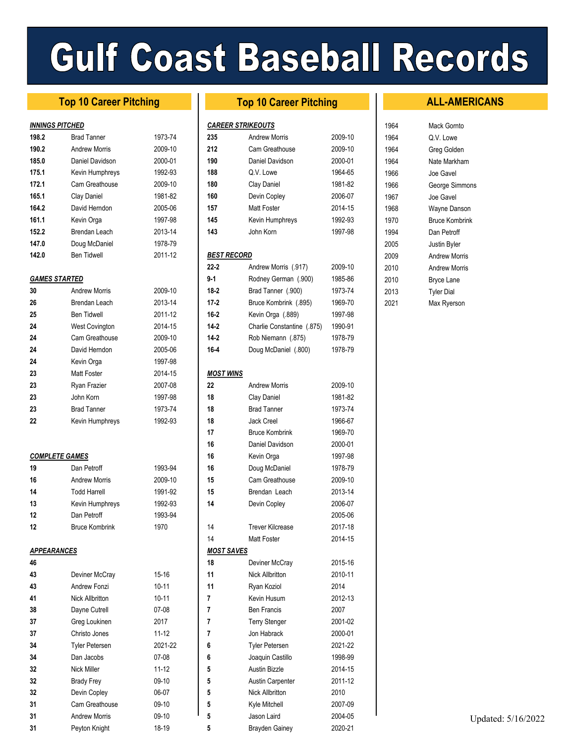# Gulf Coast Baseball Records

## Top 10 Career Pitching

***INNINGS PITCHED***

| | | |
|---|---|---|
| **198.2** | Brad Tanner | 1973-74 |
| **190.2** | Andrew Morris | 2009-10 |
| **185.0** | Daniel Davidson | 2000-01 |
| **175.1** | Kevin Humphreys | 1992-93 |
| **172.1** | Cam Greathouse | 2009-10 |
| **165.1** | Clay Daniel | 1981-82 |
| **164.2** | David Herndon | 2005-06 |
| **161.1** | Kevin Orga | 1997-98 |
| **152.2** | Brendan Leach | 2013-14 |
| **147.0** | Doug McDaniel | 1978-79 |
| **142.0** | Ben Tidwell | 2011-12 |

***GAMES STARTED***

| | | |
|---|---|---|
| **30** | Andrew Morris | 2009-10 |
| **26** | Brendan Leach | 2013-14 |
| **25** | Ben Tidwell | 2011-12 |
| **24** | West Covington | 2014-15 |
| **24** | Cam Greathouse | 2009-10 |
| **24** | David Herndon | 2005-06 |
| **24** | Kevin Orga | 1997-98 |
| **23** | Matt Foster | 2014-15 |
| **23** | Ryan Frazier | 2007-08 |
| **23** | John Korn | 1997-98 |
| **23** | Brad Tanner | 1973-74 |
| **22** | Kevin Humphreys | 1992-93 |

***COMPLETE GAMES***

| | | |
|---|---|---|
| **19** | Dan Petroff | 1993-94 |
| **16** | Andrew Morris | 2009-10 |
| **14** | Todd Harrell | 1991-92 |
| **13** | Kevin Humphreys | 1992-93 |
| **12** | Dan Petroff | 1993-94 |
| **12** | Bruce Kombrink | 1970 |

***APPEARANCES***

| | | |
|---|---|---|
| **46** | | |
| **43** | Deviner McCray | 15-16 |
| **43** | Andrew Fonzi | 10-11 |
| **41** | Nick Allbritton | 10-11 |
| **38** | Dayne Cutrell | 07-08 |
| **37** | Greg Loukinen | 2017 |
| **37** | Christo Jones | 11-12 |
| **34** | Tyler Petersen | 2021-22 |
| **34** | Dan Jacobs | 07-08 |
| **32** | Nick Miller | 11-12 |
| **32** | Brady Frey | 09-10 |
| **32** | Devin Copley | 06-07 |
| **31** | Cam Greathouse | 09-10 |
| **31** | Andrew Morris | 09-10 |
| **31** | Peyton Knight | 18-19 |

## Top 10 Career Pitching

***CAREER STRIKEOUTS***

| | | |
|---|---|---|
| **235** | Andrew Morris | 2009-10 |
| **212** | Cam Greathouse | 2009-10 |
| **190** | Daniel Davidson | 2000-01 |
| **188** | Q.V. Lowe | 1964-65 |
| **180** | Clay Daniel | 1981-82 |
| **160** | Devin Copley | 2006-07 |
| **157** | Matt Foster | 2014-15 |
| **145** | Kevin Humphreys | 1992-93 |
| **143** | John Korn | 1997-98 |

***BEST RECORD***

| | | |
|---|---|---|
| **22-2** | Andrew Morris (.917) | 2009-10 |
| **9-1** | Rodney German (.900) | 1985-86 |
| **18-2** | Brad Tanner (.900) | 1973-74 |
| **17-2** | Bruce Kombrink (.895) | 1969-70 |
| **16-2** | Kevin Orga (.889) | 1997-98 |
| **14-2** | Charlie Constantine (.875) | 1990-91 |
| **14-2** | Rob Niemann (.875) | 1978-79 |
| **16-4** | Doug McDaniel (.800) | 1978-79 |

***MOST WINS***

| | | |
|---|---|---|
| **22** | Andrew Morris | 2009-10 |
| **18** | Clay Daniel | 1981-82 |
| **18** | Brad Tanner | 1973-74 |
| **18** | Jack Creel | 1966-67 |
| **17** | Bruce Kombrink | 1969-70 |
| **16** | Daniel Davidson | 2000-01 |
| **16** | Kevin Orga | 1997-98 |
| **16** | Doug McDaniel | 1978-79 |
| **15** | Cam Greathouse | 2009-10 |
| **15** | Brendan Leach | 2013-14 |
| **14** | Devin Copley | 2006-07 |
| | | 2005-06 |
| 14 | Trever Kilcrease | 2017-18 |
| 14 | Matt Foster | 2014-15 |

***MOST SAVES***

| | | |
|---|---|---|
| **18** | Deviner McCray | 2015-16 |
| **11** | Nick Allbritton | 2010-11 |
| **11** | Ryan Koziol | 2014 |
| **7** | Kevin Husum | 2012-13 |
| **7** | Ben Francis | 2007 |
| **7** | Terry Stenger | 2001-02 |
| **7** | Jon Habrack | 2000-01 |
| **6** | Tyler Petersen | 2021-22 |
| **6** | Joaquin Castillo | 1998-99 |
| **5** | Austin Bizzle | 2014-15 |
| **5** | Austin Carpenter | 2011-12 |
| **5** | Nick Allbritton | 2010 |
| **5** | Kyle Mitchell | 2007-09 |
| **5** | Jason Laird | 2004-05 |
| **5** | Brayden Gainey | 2020-21 |

## ALL-AMERICANS

| | |
|---|---|
| 1964 | Mack Gornto |
| 1964 | Q.V. Lowe |
| 1964 | Greg Golden |
| 1964 | Nate Markham |
| 1966 | Joe Gavel |
| 1966 | George Simmons |
| 1967 | Joe Gavel |
| 1968 | Wayne Danson |
| 1970 | Bruce Kombrink |
| 1994 | Dan Petroff |
| 2005 | Justin Byler |
| 2009 | Andrew Morris |
| 2010 | Andrew Morris |
| 2010 | Bryce Lane |
| 2013 | Tyler Dial |
| 2021 | Max Ryerson |

Updated: 5/16/2022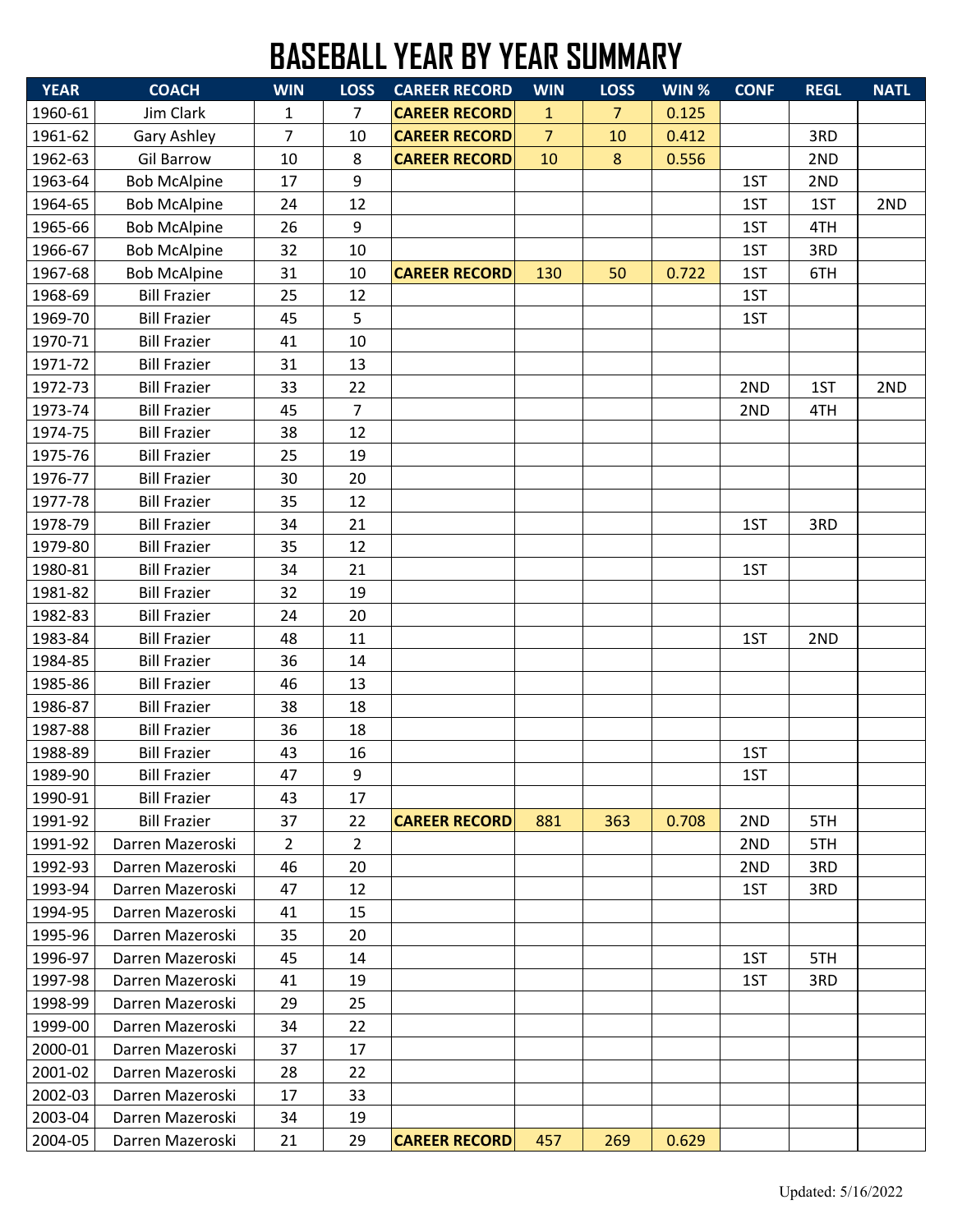# BASEBALL YEAR BY YEAR SUMMARY

| YEAR | COACH | WIN | LOSS | CAREER RECORD | WIN | LOSS | WIN % | CONF | REGL | NATL |
|---|---|---|---|---|---|---|---|---|---|---|
| 1960-61 | Jim Clark | 1 | 7 | CAREER RECORD | 1 | 7 | 0.125 | | | |
| 1961-62 | Gary Ashley | 7 | 10 | CAREER RECORD | 7 | 10 | 0.412 | | 3RD | |
| 1962-63 | Gil Barrow | 10 | 8 | CAREER RECORD | 10 | 8 | 0.556 | | 2ND | |
| 1963-64 | Bob McAlpine | 17 | 9 | | | | | 1ST | 2ND | |
| 1964-65 | Bob McAlpine | 24 | 12 | | | | | 1ST | 1ST | 2ND |
| 1965-66 | Bob McAlpine | 26 | 9 | | | | | 1ST | 4TH | |
| 1966-67 | Bob McAlpine | 32 | 10 | | | | | 1ST | 3RD | |
| 1967-68 | Bob McAlpine | 31 | 10 | CAREER RECORD | 130 | 50 | 0.722 | 1ST | 6TH | |
| 1968-69 | Bill Frazier | 25 | 12 | | | | | 1ST | | |
| 1969-70 | Bill Frazier | 45 | 5 | | | | | 1ST | | |
| 1970-71 | Bill Frazier | 41 | 10 | | | | | | | |
| 1971-72 | Bill Frazier | 31 | 13 | | | | | | | |
| 1972-73 | Bill Frazier | 33 | 22 | | | | | 2ND | 1ST | 2ND |
| 1973-74 | Bill Frazier | 45 | 7 | | | | | 2ND | 4TH | |
| 1974-75 | Bill Frazier | 38 | 12 | | | | | | | |
| 1975-76 | Bill Frazier | 25 | 19 | | | | | | | |
| 1976-77 | Bill Frazier | 30 | 20 | | | | | | | |
| 1977-78 | Bill Frazier | 35 | 12 | | | | | | | |
| 1978-79 | Bill Frazier | 34 | 21 | | | | | 1ST | 3RD | |
| 1979-80 | Bill Frazier | 35 | 12 | | | | | | | |
| 1980-81 | Bill Frazier | 34 | 21 | | | | | 1ST | | |
| 1981-82 | Bill Frazier | 32 | 19 | | | | | | | |
| 1982-83 | Bill Frazier | 24 | 20 | | | | | | | |
| 1983-84 | Bill Frazier | 48 | 11 | | | | | 1ST | 2ND | |
| 1984-85 | Bill Frazier | 36 | 14 | | | | | | | |
| 1985-86 | Bill Frazier | 46 | 13 | | | | | | | |
| 1986-87 | Bill Frazier | 38 | 18 | | | | | | | |
| 1987-88 | Bill Frazier | 36 | 18 | | | | | | | |
| 1988-89 | Bill Frazier | 43 | 16 | | | | | 1ST | | |
| 1989-90 | Bill Frazier | 47 | 9 | | | | | 1ST | | |
| 1990-91 | Bill Frazier | 43 | 17 | | | | | | | |
| 1991-92 | Bill Frazier | 37 | 22 | CAREER RECORD | 881 | 363 | 0.708 | 2ND | 5TH | |
| 1991-92 | Darren Mazeroski | 2 | 2 | | | | | 2ND | 5TH | |
| 1992-93 | Darren Mazeroski | 46 | 20 | | | | | 2ND | 3RD | |
| 1993-94 | Darren Mazeroski | 47 | 12 | | | | | 1ST | 3RD | |
| 1994-95 | Darren Mazeroski | 41 | 15 | | | | | | | |
| 1995-96 | Darren Mazeroski | 35 | 20 | | | | | | | |
| 1996-97 | Darren Mazeroski | 45 | 14 | | | | | 1ST | 5TH | |
| 1997-98 | Darren Mazeroski | 41 | 19 | | | | | 1ST | 3RD | |
| 1998-99 | Darren Mazeroski | 29 | 25 | | | | | | | |
| 1999-00 | Darren Mazeroski | 34 | 22 | | | | | | | |
| 2000-01 | Darren Mazeroski | 37 | 17 | | | | | | | |
| 2001-02 | Darren Mazeroski | 28 | 22 | | | | | | | |
| 2002-03 | Darren Mazeroski | 17 | 33 | | | | | | | |
| 2003-04 | Darren Mazeroski | 34 | 19 | | | | | | | |
| 2004-05 | Darren Mazeroski | 21 | 29 | CAREER RECORD | 457 | 269 | 0.629 | | | |

Updated: 5/16/2022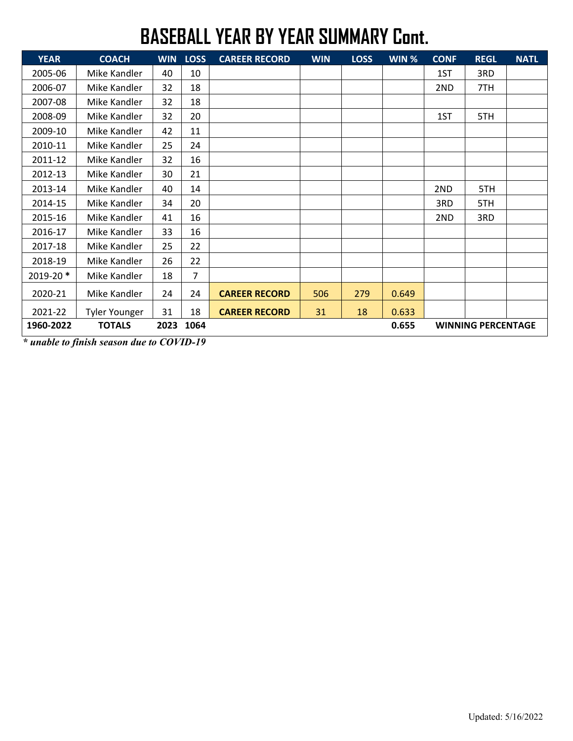# BASEBALL YEAR BY YEAR SUMMARY Cont.

| YEAR | COACH | WIN | LOSS | CAREER RECORD | WIN | LOSS | WIN % | CONF | REGL | NATL |
|---|---|---|---|---|---|---|---|---|---|---|
| 2005-06 | Mike Kandler | 40 | 10 | | | | | 1ST | 3RD | |
| 2006-07 | Mike Kandler | 32 | 18 | | | | | 2ND | 7TH | |
| 2007-08 | Mike Kandler | 32 | 18 | | | | | | | |
| 2008-09 | Mike Kandler | 32 | 20 | | | | | 1ST | 5TH | |
| 2009-10 | Mike Kandler | 42 | 11 | | | | | | | |
| 2010-11 | Mike Kandler | 25 | 24 | | | | | | | |
| 2011-12 | Mike Kandler | 32 | 16 | | | | | | | |
| 2012-13 | Mike Kandler | 30 | 21 | | | | | | | |
| 2013-14 | Mike Kandler | 40 | 14 | | | | | 2ND | 5TH | |
| 2014-15 | Mike Kandler | 34 | 20 | | | | | 3RD | 5TH | |
| 2015-16 | Mike Kandler | 41 | 16 | | | | | 2ND | 3RD | |
| 2016-17 | Mike Kandler | 33 | 16 | | | | | | | |
| 2017-18 | Mike Kandler | 25 | 22 | | | | | | | |
| 2018-19 | Mike Kandler | 26 | 22 | | | | | | | |
| 2019-20 * | Mike Kandler | 18 | 7 | | | | | | | |
| 2020-21 | Mike Kandler | 24 | 24 | **CAREER RECORD** | 506 | 279 | 0.649 | | | |
| 2021-22 | Tyler Younger | 31 | 18 | **CAREER RECORD** | 31 | 18 | 0.633 | | | |
| **1960-2022** | **TOTALS** | **2023** | **1064** | | | | **0.655** | **WINNING PERCENTAGE** | | |

***\* unable to finish season due to COVID-19***

Updated: 5/16/2022